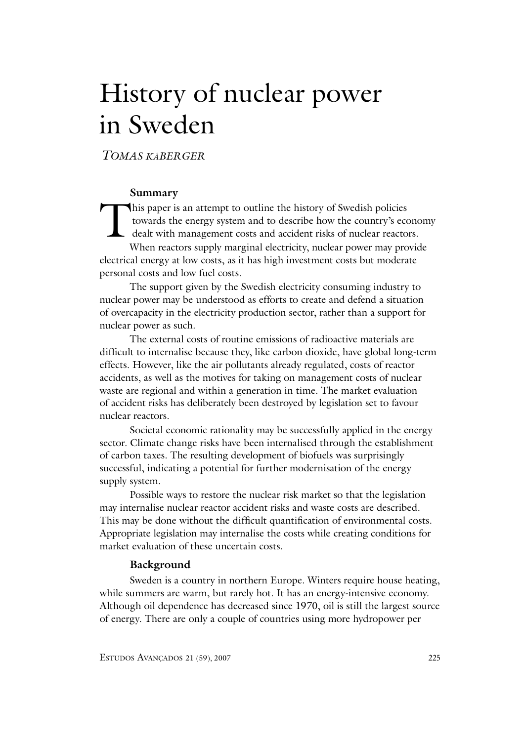# History of nuclear power in Sweden

*TOMAS KÅBERGER*

### Summary

This paper is an attempt to outline the history of Swedish policies towards the energy system and to describe how the country's economy dealt with management costs and accident risks of nuclear reactors.

When reactors supply marginal electricity, nuclear power may provide electrical energy at low costs, as it has high investment costs but moderate personal costs and low fuel costs.

The support given by the Swedish electricity consuming industry to nuclear power may be understood as efforts to create and defend a situation of overcapacity in the electricity production sector, rather than a support for nuclear power as such.

The external costs of routine emissions of radioactive materials are difficult to internalise because they, like carbon dioxide, have global long-term effects. However, like the air pollutants already regulated, costs of reactor accidents, as well as the motives for taking on management costs of nuclear waste are regional and within a generation in time. The market evaluation of accident risks has deliberately been destroyed by legislation set to favour nuclear reactors.

Societal economic rationality may be successfully applied in the energy sector. Climate change risks have been internalised through the establishment of carbon taxes. The resulting development of biofuels was surprisingly successful, indicating a potential for further modernisation of the energy supply system.

Possible ways to restore the nuclear risk market so that the legislation may internalise nuclear reactor accident risks and waste costs are described. This may be done without the difficult quantification of environmental costs. Appropriate legislation may internalise the costs while creating conditions for market evaluation of these uncertain costs.

### Background

Sweden is a country in northern Europe. Winters require house heating, while summers are warm, but rarely hot. It has an energy-intensive economy. Although oil dependence has decreased since 1970, oil is still the largest source of energy. There are only a couple of countries using more hydropower per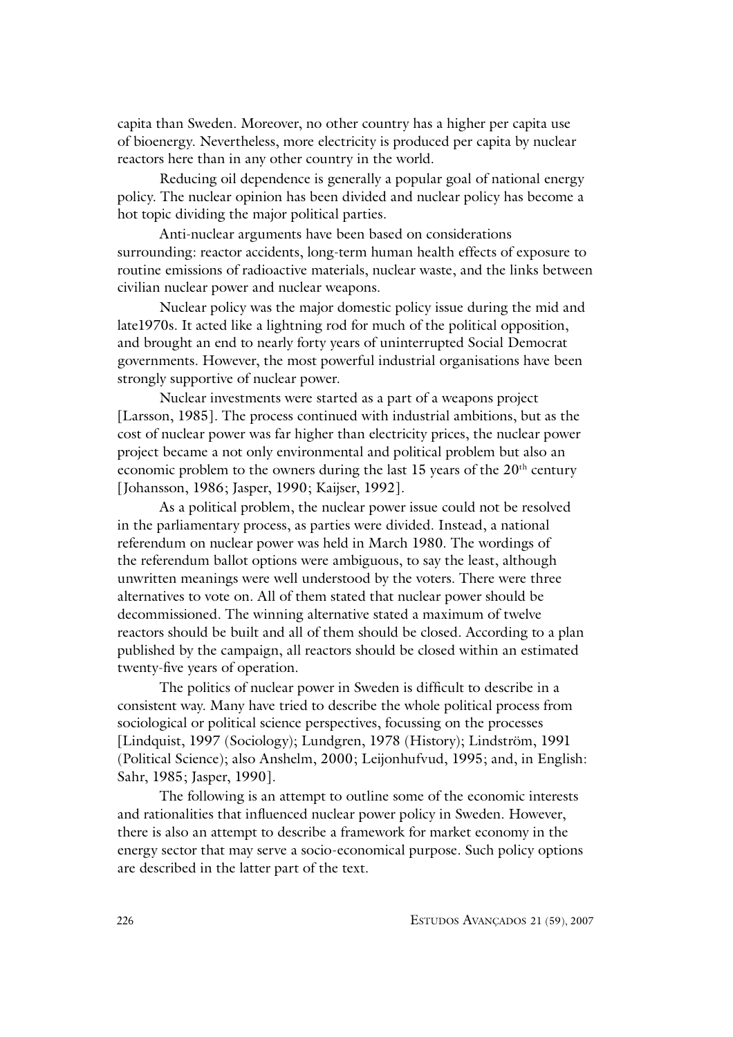capita than Sweden. Moreover, no other country has a higher per capita use of bioenergy. Nevertheless, more electricity is produced per capita by nuclear reactors here than in any other country in the world.

Reducing oil dependence is generally a popular goal of national energy policy. The nuclear opinion has been divided and nuclear policy has become a hot topic dividing the major political parties.

Anti-nuclear arguments have been based on considerations surrounding: reactor accidents, long-term human health effects of exposure to routine emissions of radioactive materials, nuclear waste, and the links between civilian nuclear power and nuclear weapons.

Nuclear policy was the major domestic policy issue during the mid and late1970s. It acted like a lightning rod for much of the political opposition, and brought an end to nearly forty years of uninterrupted Social Democrat governments. However, the most powerful industrial organisations have been strongly supportive of nuclear power.

Nuclear investments were started as a part of a weapons project [Larsson, 1985]. The process continued with industrial ambitions, but as the cost of nuclear power was far higher than electricity prices, the nuclear power project became a not only environmental and political problem but also an economic problem to the owners during the last 15 years of the 20th century [Johansson, 1986; Jasper, 1990; Kaijser, 1992].

As a political problem, the nuclear power issue could not be resolved in the parliamentary process, as parties were divided. Instead, a national referendum on nuclear power was held in March 1980. The wordings of the referendum ballot options were ambiguous, to say the least, although unwritten meanings were well understood by the voters. There were three alternatives to vote on. All of them stated that nuclear power should be decommissioned. The winning alternative stated a maximum of twelve reactors should be built and all of them should be closed. According to a plan published by the campaign, all reactors should be closed within an estimated twenty-five years of operation.

The politics of nuclear power in Sweden is difficult to describe in a consistent way. Many have tried to describe the whole political process from sociological or political science perspectives, focussing on the processes [Lindquist, 1997 (Sociology); Lundgren, 1978 (History); Lindström, 1991 (Political Science); also Anshelm, 2000; Leijonhufvud, 1995; and, in English: Sahr, 1985; Jasper, 1990].

The following is an attempt to outline some of the economic interests and rationalities that influenced nuclear power policy in Sweden. However, there is also an attempt to describe a framework for market economy in the energy sector that may serve a socio-economical purpose. Such policy options are described in the latter part of the text.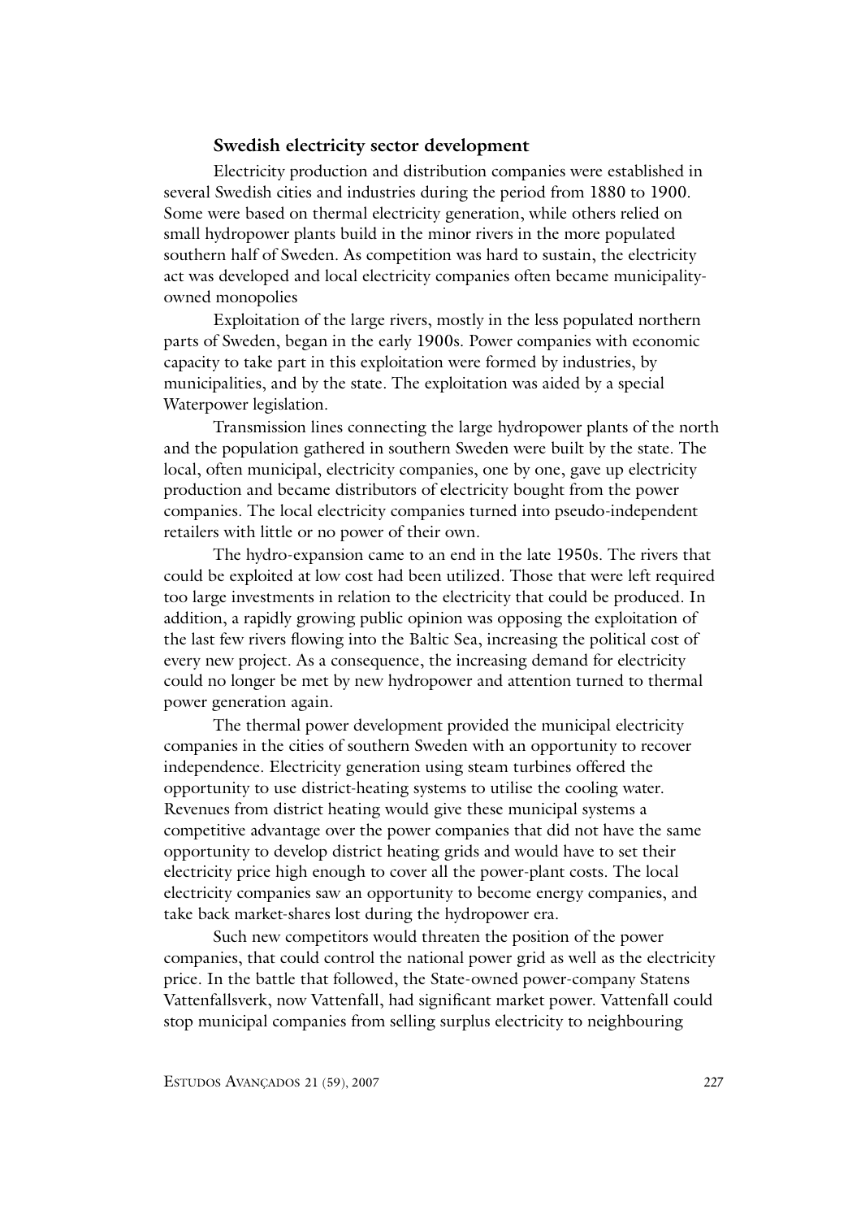### Swedish electricity sector development

Electricity production and distribution companies were established in several Swedish cities and industries during the period from 1880 to 1900. Some were based on thermal electricity generation, while others relied on small hydropower plants build in the minor rivers in the more populated southern half of Sweden. As competition was hard to sustain, the electricity act was developed and local electricity companies often became municipality-owned monopolies

Exploitation of the large rivers, mostly in the less populated northern parts of Sweden, began in the early 1900s. Power companies with economic capacity to take part in this exploitation were formed by industries, by municipalities, and by the state. The exploitation was aided by a special Waterpower legislation.

Transmission lines connecting the large hydropower plants of the north and the population gathered in southern Sweden were built by the state. The local, often municipal, electricity companies, one by one, gave up electricity production and became distributors of electricity bought from the power companies. The local electricity companies turned into pseudo-independent retailers with little or no power of their own.

The hydro-expansion came to an end in the late 1950s. The rivers that could be exploited at low cost had been utilized. Those that were left required too large investments in relation to the electricity that could be produced. In addition, a rapidly growing public opinion was opposing the exploitation of the last few rivers flowing into the Baltic Sea, increasing the political cost of every new project. As a consequence, the increasing demand for electricity could no longer be met by new hydropower and attention turned to thermal power generation again.

The thermal power development provided the municipal electricity companies in the cities of southern Sweden with an opportunity to recover independence. Electricity generation using steam turbines offered the opportunity to use district-heating systems to utilise the cooling water. Revenues from district heating would give these municipal systems a competitive advantage over the power companies that did not have the same opportunity to develop district heating grids and would have to set their electricity price high enough to cover all the power-plant costs. The local electricity companies saw an opportunity to become energy companies, and take back market-shares lost during the hydropower era.

Such new competitors would threaten the position of the power companies, that could control the national power grid as well as the electricity price. In the battle that followed, the State-owned power-company Statens Vattenfallsverk, now Vattenfall, had significant market power. Vattenfall could stop municipal companies from selling surplus electricity to neighbouring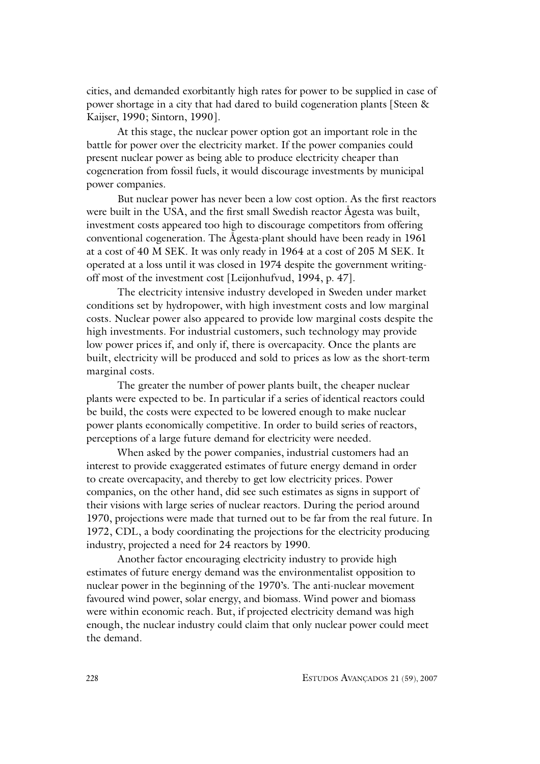cities, and demanded exorbitantly high rates for power to be supplied in case of power shortage in a city that had dared to build cogeneration plants [Steen & Kaijser, 1990; Sintorn, 1990].

At this stage, the nuclear power option got an important role in the battle for power over the electricity market. If the power companies could present nuclear power as being able to produce electricity cheaper than cogeneration from fossil fuels, it would discourage investments by municipal power companies.

But nuclear power has never been a low cost option. As the first reactors were built in the USA, and the first small Swedish reactor Ågesta was built, investment costs appeared too high to discourage competitors from offering conventional cogeneration. The Ågesta-plant should have been ready in 1961 at a cost of 40 M SEK. It was only ready in 1964 at a cost of 205 M SEK. It operated at a loss until it was closed in 1974 despite the government writing-off most of the investment cost [Leijonhufvud, 1994, p. 47].

The electricity intensive industry developed in Sweden under market conditions set by hydropower, with high investment costs and low marginal costs. Nuclear power also appeared to provide low marginal costs despite the high investments. For industrial customers, such technology may provide low power prices if, and only if, there is overcapacity. Once the plants are built, electricity will be produced and sold to prices as low as the short-term marginal costs.

The greater the number of power plants built, the cheaper nuclear plants were expected to be. In particular if a series of identical reactors could be build, the costs were expected to be lowered enough to make nuclear power plants economically competitive. In order to build series of reactors, perceptions of a large future demand for electricity were needed.

When asked by the power companies, industrial customers had an interest to provide exaggerated estimates of future energy demand in order to create overcapacity, and thereby to get low electricity prices. Power companies, on the other hand, did see such estimates as signs in support of their visions with large series of nuclear reactors. During the period around 1970, projections were made that turned out to be far from the real future. In 1972, CDL, a body coordinating the projections for the electricity producing industry, projected a need for 24 reactors by 1990.

Another factor encouraging electricity industry to provide high estimates of future energy demand was the environmentalist opposition to nuclear power in the beginning of the 1970's. The anti-nuclear movement favoured wind power, solar energy, and biomass. Wind power and biomass were within economic reach. But, if projected electricity demand was high enough, the nuclear industry could claim that only nuclear power could meet the demand.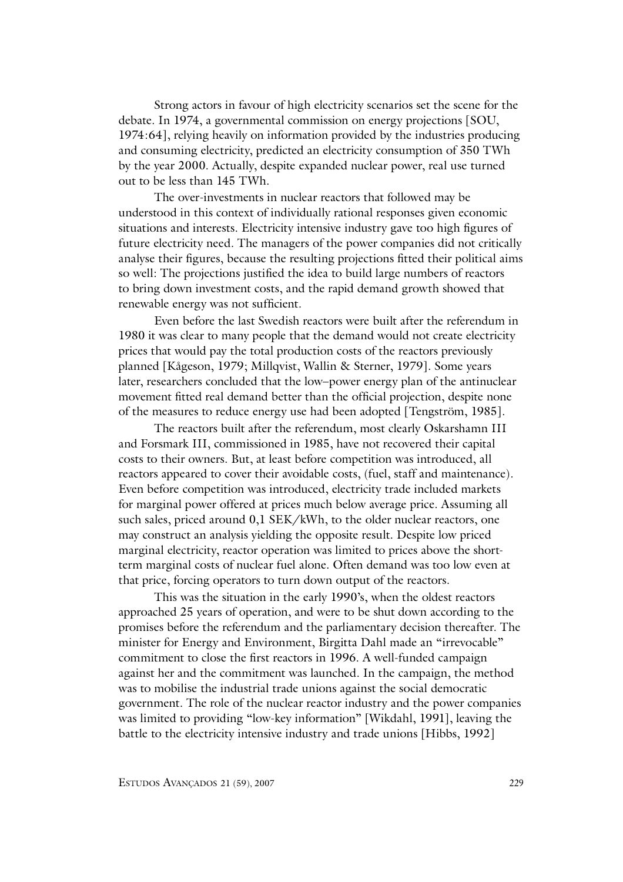Strong actors in favour of high electricity scenarios set the scene for the debate. In 1974, a governmental commission on energy projections [SOU, 1974:64], relying heavily on information provided by the industries producing and consuming electricity, predicted an electricity consumption of 350 TWh by the year 2000. Actually, despite expanded nuclear power, real use turned out to be less than 145 TWh.

The over-investments in nuclear reactors that followed may be understood in this context of individually rational responses given economic situations and interests. Electricity intensive industry gave too high figures of future electricity need. The managers of the power companies did not critically analyse their figures, because the resulting projections fitted their political aims so well: The projections justified the idea to build large numbers of reactors to bring down investment costs, and the rapid demand growth showed that renewable energy was not sufficient.

Even before the last Swedish reactors were built after the referendum in 1980 it was clear to many people that the demand would not create electricity prices that would pay the total production costs of the reactors previously planned [Kågeson, 1979; Millqvist, Wallin & Sterner, 1979]. Some years later, researchers concluded that the low–power energy plan of the antinuclear movement fitted real demand better than the official projection, despite none of the measures to reduce energy use had been adopted [Tengström, 1985].

The reactors built after the referendum, most clearly Oskarshamn III and Forsmark III, commissioned in 1985, have not recovered their capital costs to their owners. But, at least before competition was introduced, all reactors appeared to cover their avoidable costs, (fuel, staff and maintenance). Even before competition was introduced, electricity trade included markets for marginal power offered at prices much below average price. Assuming all such sales, priced around 0,1 SEK/kWh, to the older nuclear reactors, one may construct an analysis yielding the opposite result. Despite low priced marginal electricity, reactor operation was limited to prices above the short-term marginal costs of nuclear fuel alone. Often demand was too low even at that price, forcing operators to turn down output of the reactors.

This was the situation in the early 1990's, when the oldest reactors approached 25 years of operation, and were to be shut down according to the promises before the referendum and the parliamentary decision thereafter. The minister for Energy and Environment, Birgitta Dahl made an "irrevocable" commitment to close the first reactors in 1996. A well-funded campaign against her and the commitment was launched. In the campaign, the method was to mobilise the industrial trade unions against the social democratic government. The role of the nuclear reactor industry and the power companies was limited to providing "low-key information" [Wikdahl, 1991], leaving the battle to the electricity intensive industry and trade unions [Hibbs, 1992]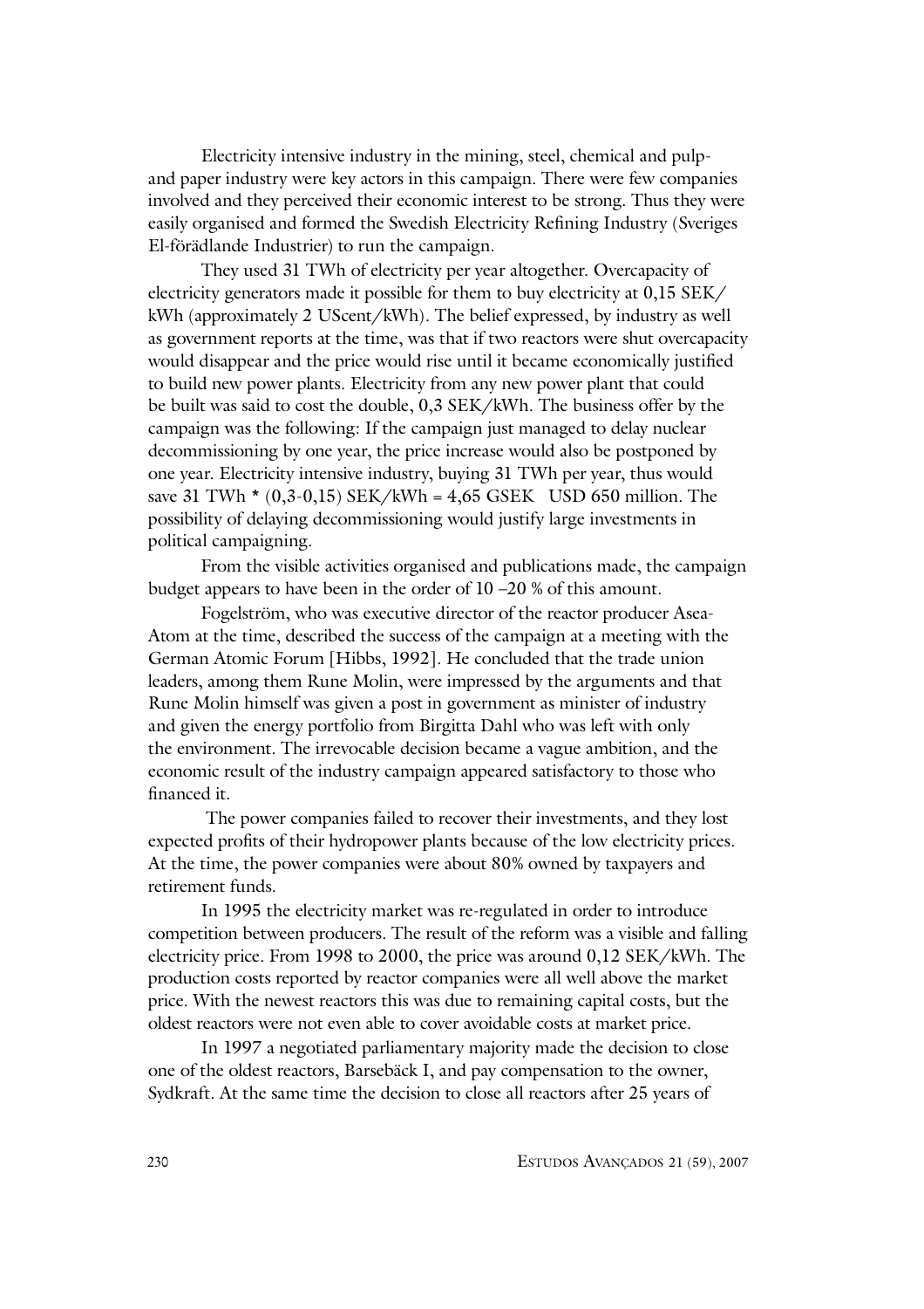Electricity intensive industry in the mining, steel, chemical and pulp-and paper industry were key actors in this campaign. There were few companies involved and they perceived their economic interest to be strong. Thus they were easily organised and formed the Swedish Electricity Refining Industry (Sveriges El-förädlande Industrier) to run the campaign.

They used 31 TWh of electricity per year altogether. Overcapacity of electricity generators made it possible for them to buy electricity at 0,15 SEK/kWh (approximately 2 UScent/kWh). The belief expressed, by industry as well as government reports at the time, was that if two reactors were shut overcapacity would disappear and the price would rise until it became economically justified to build new power plants. Electricity from any new power plant that could be built was said to cost the double, 0,3 SEK/kWh. The business offer by the campaign was the following: If the campaign just managed to delay nuclear decommissioning by one year, the price increase would also be postponed by one year. Electricity intensive industry, buying 31 TWh per year, thus would save 31 TWh * (0,3-0,15) SEK/kWh = 4,65 GSEK USD 650 million. The possibility of delaying decommissioning would justify large investments in political campaigning.

From the visible activities organised and publications made, the campaign budget appears to have been in the order of 10 –20 % of this amount.

Fogelström, who was executive director of the reactor producer Asea-Atom at the time, described the success of the campaign at a meeting with the German Atomic Forum [Hibbs, 1992]. He concluded that the trade union leaders, among them Rune Molin, were impressed by the arguments and that Rune Molin himself was given a post in government as minister of industry and given the energy portfolio from Birgitta Dahl who was left with only the environment. The irrevocable decision became a vague ambition, and the economic result of the industry campaign appeared satisfactory to those who financed it.

The power companies failed to recover their investments, and they lost expected profits of their hydropower plants because of the low electricity prices. At the time, the power companies were about 80% owned by taxpayers and retirement funds.

In 1995 the electricity market was re-regulated in order to introduce competition between producers. The result of the reform was a visible and falling electricity price. From 1998 to 2000, the price was around 0,12 SEK/kWh. The production costs reported by reactor companies were all well above the market price. With the newest reactors this was due to remaining capital costs, but the oldest reactors were not even able to cover avoidable costs at market price.

In 1997 a negotiated parliamentary majority made the decision to close one of the oldest reactors, Barsebäck I, and pay compensation to the owner, Sydkraft. At the same time the decision to close all reactors after 25 years of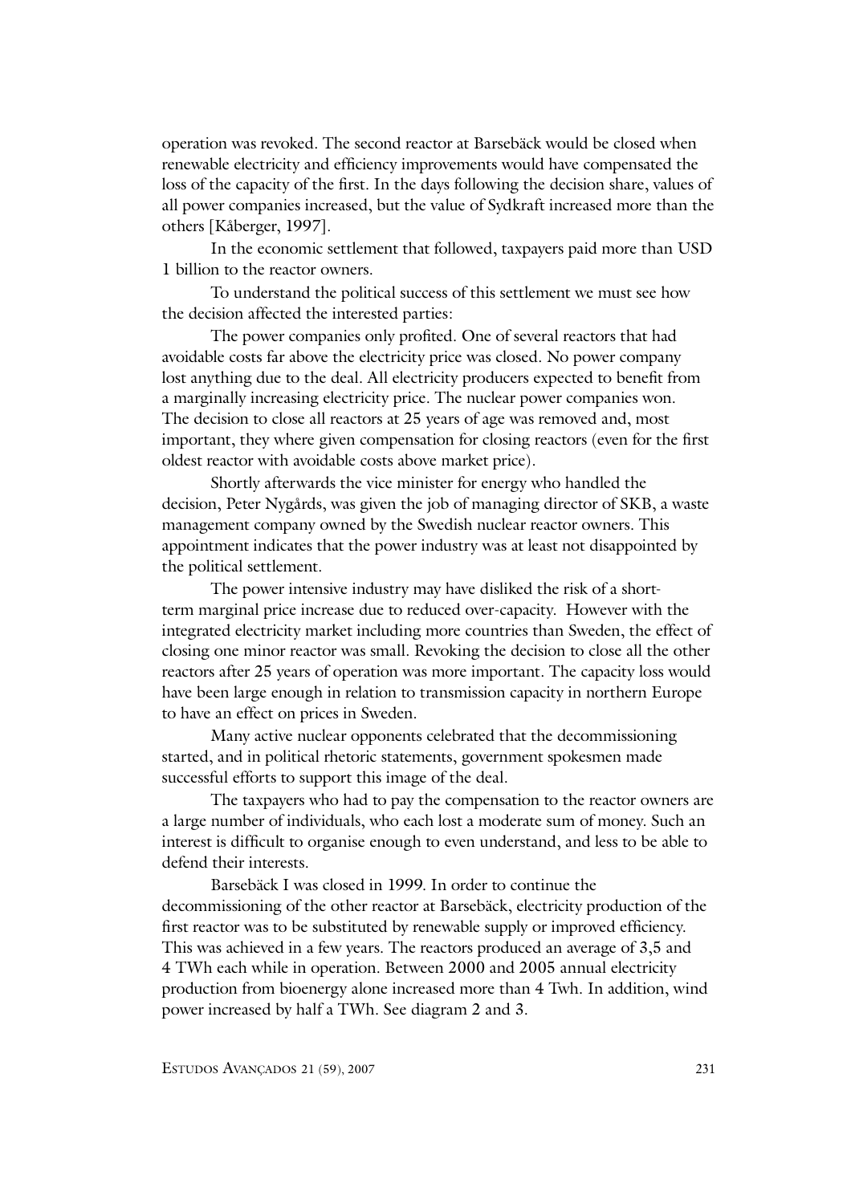operation was revoked. The second reactor at Barsebäck would be closed when renewable electricity and efficiency improvements would have compensated the loss of the capacity of the first. In the days following the decision share, values of all power companies increased, but the value of Sydkraft increased more than the others [Kåberger, 1997].

In the economic settlement that followed, taxpayers paid more than USD 1 billion to the reactor owners.

To understand the political success of this settlement we must see how the decision affected the interested parties:

The power companies only profited. One of several reactors that had avoidable costs far above the electricity price was closed. No power company lost anything due to the deal. All electricity producers expected to benefit from a marginally increasing electricity price. The nuclear power companies won. The decision to close all reactors at 25 years of age was removed and, most important, they where given compensation for closing reactors (even for the first oldest reactor with avoidable costs above market price).

Shortly afterwards the vice minister for energy who handled the decision, Peter Nygårds, was given the job of managing director of SKB, a waste management company owned by the Swedish nuclear reactor owners. This appointment indicates that the power industry was at least not disappointed by the political settlement.

The power intensive industry may have disliked the risk of a short-term marginal price increase due to reduced over-capacity. However with the integrated electricity market including more countries than Sweden, the effect of closing one minor reactor was small. Revoking the decision to close all the other reactors after 25 years of operation was more important. The capacity loss would have been large enough in relation to transmission capacity in northern Europe to have an effect on prices in Sweden.

Many active nuclear opponents celebrated that the decommissioning started, and in political rhetoric statements, government spokesmen made successful efforts to support this image of the deal.

The taxpayers who had to pay the compensation to the reactor owners are a large number of individuals, who each lost a moderate sum of money. Such an interest is difficult to organise enough to even understand, and less to be able to defend their interests.

Barsebäck I was closed in 1999. In order to continue the decommissioning of the other reactor at Barsebäck, electricity production of the first reactor was to be substituted by renewable supply or improved efficiency. This was achieved in a few years. The reactors produced an average of 3,5 and 4 TWh each while in operation. Between 2000 and 2005 annual electricity production from bioenergy alone increased more than 4 Twh. In addition, wind power increased by half a TWh. See diagram 2 and 3.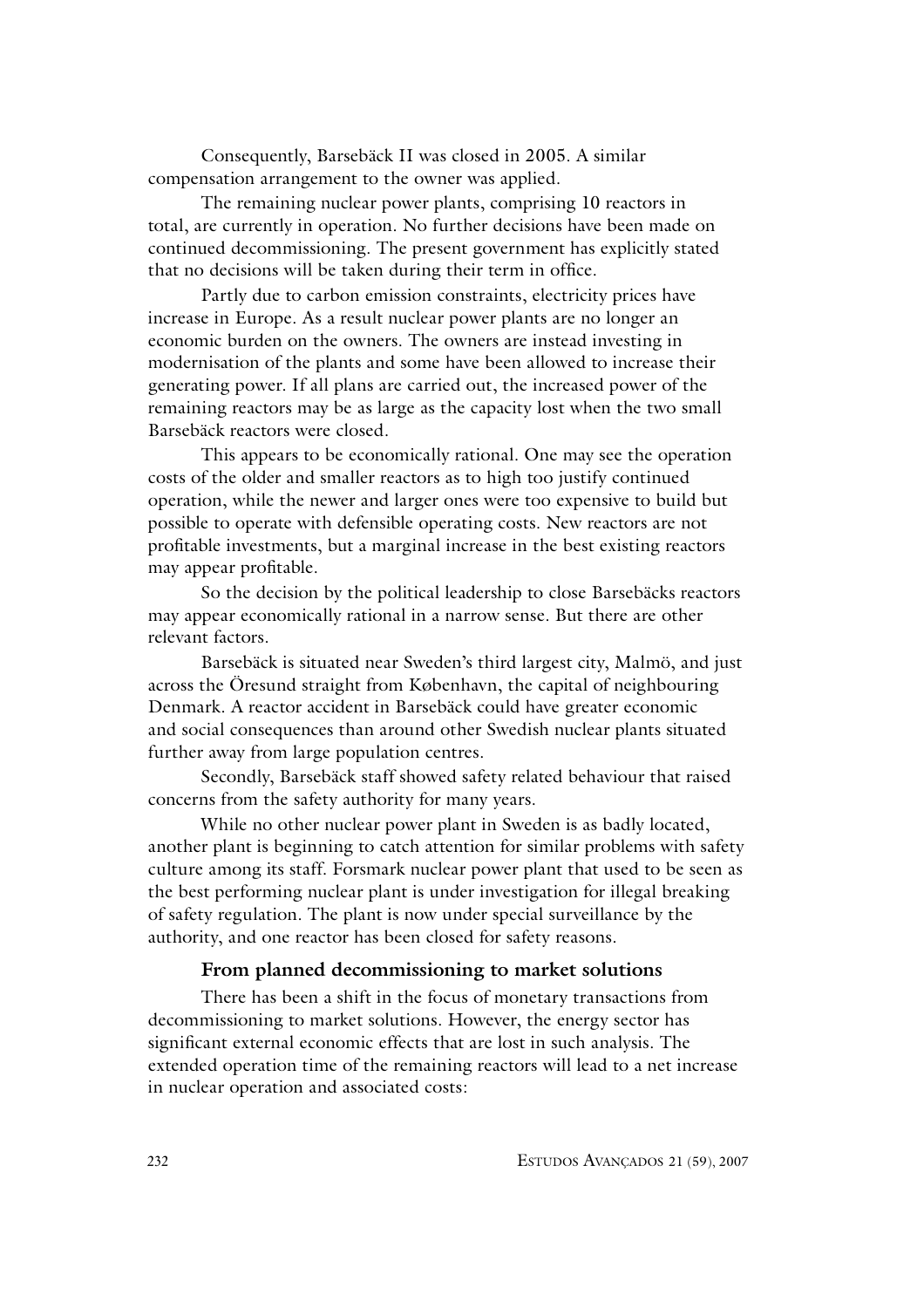Consequently, Barsebäck II was closed in 2005. A similar compensation arrangement to the owner was applied.

The remaining nuclear power plants, comprising 10 reactors in total, are currently in operation. No further decisions have been made on continued decommissioning. The present government has explicitly stated that no decisions will be taken during their term in office.

Partly due to carbon emission constraints, electricity prices have increase in Europe. As a result nuclear power plants are no longer an economic burden on the owners. The owners are instead investing in modernisation of the plants and some have been allowed to increase their generating power. If all plans are carried out, the increased power of the remaining reactors may be as large as the capacity lost when the two small Barsebäck reactors were closed.

This appears to be economically rational. One may see the operation costs of the older and smaller reactors as to high too justify continued operation, while the newer and larger ones were too expensive to build but possible to operate with defensible operating costs. New reactors are not profitable investments, but a marginal increase in the best existing reactors may appear profitable.

So the decision by the political leadership to close Barsebäcks reactors may appear economically rational in a narrow sense. But there are other relevant factors.

Barsebäck is situated near Sweden's third largest city, Malmö, and just across the Öresund straight from København, the capital of neighbouring Denmark. A reactor accident in Barsebäck could have greater economic and social consequences than around other Swedish nuclear plants situated further away from large population centres.

Secondly, Barsebäck staff showed safety related behaviour that raised concerns from the safety authority for many years.

While no other nuclear power plant in Sweden is as badly located, another plant is beginning to catch attention for similar problems with safety culture among its staff. Forsmark nuclear power plant that used to be seen as the best performing nuclear plant is under investigation for illegal breaking of safety regulation. The plant is now under special surveillance by the authority, and one reactor has been closed for safety reasons.

### From planned decommissioning to market solutions

There has been a shift in the focus of monetary transactions from decommissioning to market solutions. However, the energy sector has significant external economic effects that are lost in such analysis. The extended operation time of the remaining reactors will lead to a net increase in nuclear operation and associated costs: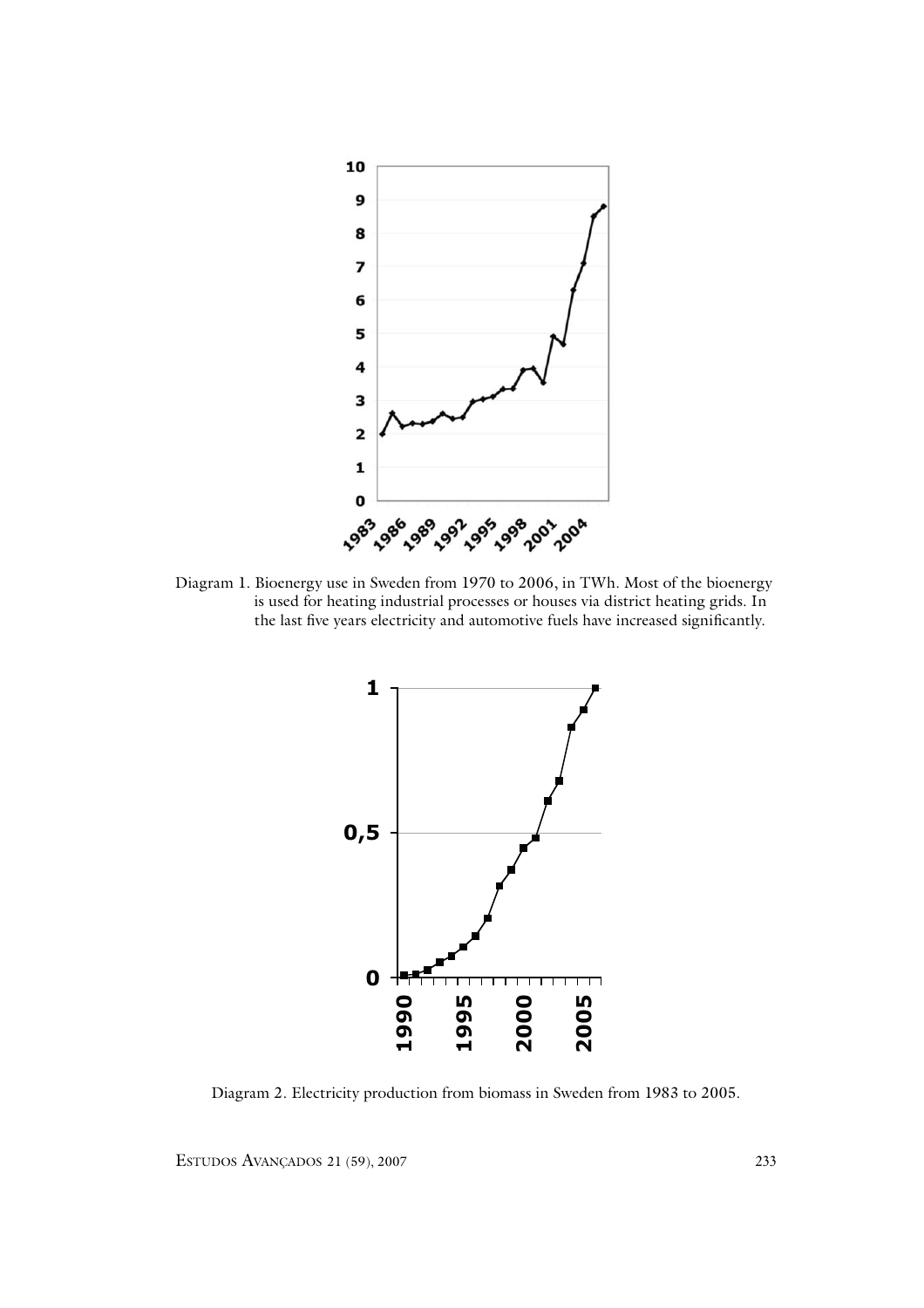Diagram 1. Bioenergy use in Sweden from 1970 to 2006, in TWh. Most of the bioenergy is used for heating industrial processes or houses via district heating grids. In the last five years electricity and automotive fuels have increased significantly.

Diagram 2. Electricity production from biomass in Sweden from 1983 to 2005.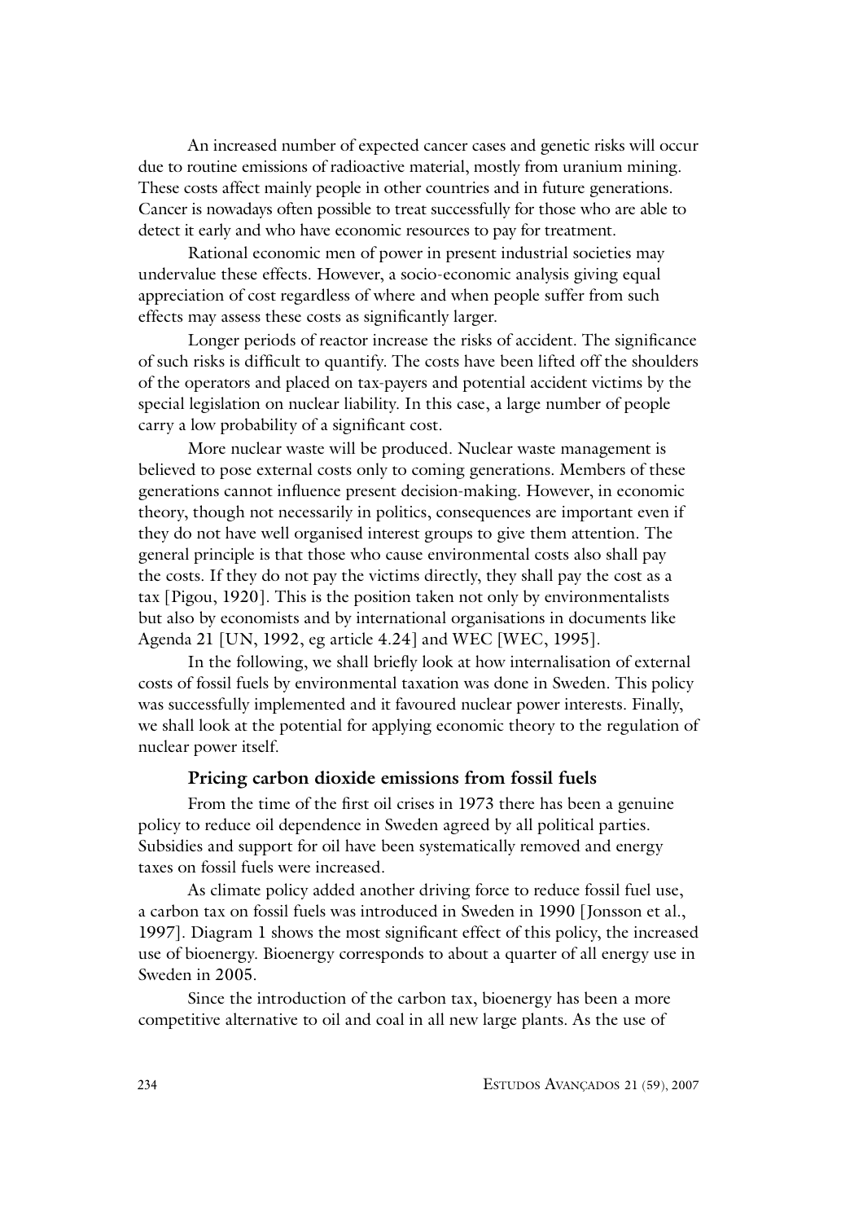An increased number of expected cancer cases and genetic risks will occur due to routine emissions of radioactive material, mostly from uranium mining. These costs affect mainly people in other countries and in future generations. Cancer is nowadays often possible to treat successfully for those who are able to detect it early and who have economic resources to pay for treatment.

Rational economic men of power in present industrial societies may undervalue these effects. However, a socio-economic analysis giving equal appreciation of cost regardless of where and when people suffer from such effects may assess these costs as significantly larger.

Longer periods of reactor increase the risks of accident. The significance of such risks is difficult to quantify. The costs have been lifted off the shoulders of the operators and placed on tax-payers and potential accident victims by the special legislation on nuclear liability. In this case, a large number of people carry a low probability of a significant cost.

More nuclear waste will be produced. Nuclear waste management is believed to pose external costs only to coming generations. Members of these generations cannot influence present decision-making. However, in economic theory, though not necessarily in politics, consequences are important even if they do not have well organised interest groups to give them attention. The general principle is that those who cause environmental costs also shall pay the costs. If they do not pay the victims directly, they shall pay the cost as a tax [Pigou, 1920]. This is the position taken not only by environmentalists but also by economists and by international organisations in documents like Agenda 21 [UN, 1992, eg article 4.24] and WEC [WEC, 1995].

In the following, we shall briefly look at how internalisation of external costs of fossil fuels by environmental taxation was done in Sweden. This policy was successfully implemented and it favoured nuclear power interests. Finally, we shall look at the potential for applying economic theory to the regulation of nuclear power itself.

### Pricing carbon dioxide emissions from fossil fuels

From the time of the first oil crises in 1973 there has been a genuine policy to reduce oil dependence in Sweden agreed by all political parties. Subsidies and support for oil have been systematically removed and energy taxes on fossil fuels were increased.

As climate policy added another driving force to reduce fossil fuel use, a carbon tax on fossil fuels was introduced in Sweden in 1990 [Jonsson et al., 1997]. Diagram 1 shows the most significant effect of this policy, the increased use of bioenergy. Bioenergy corresponds to about a quarter of all energy use in Sweden in 2005.

Since the introduction of the carbon tax, bioenergy has been a more competitive alternative to oil and coal in all new large plants. As the use of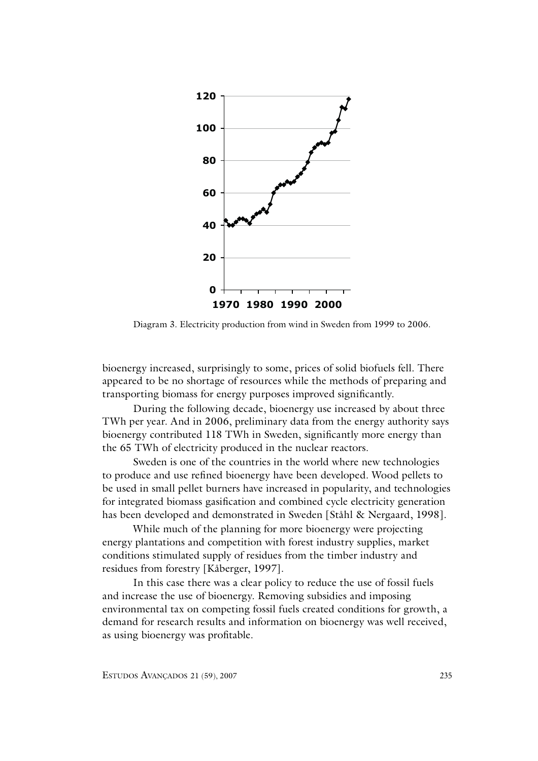Diagram 3. Electricity production from wind in Sweden from 1999 to 2006.

bioenergy increased, surprisingly to some, prices of solid biofuels fell. There appeared to be no shortage of resources while the methods of preparing and transporting biomass for energy purposes improved significantly.

During the following decade, bioenergy use increased by about three TWh per year. And in 2006, preliminary data from the energy authority says bioenergy contributed 118 TWh in Sweden, significantly more energy than the 65 TWh of electricity produced in the nuclear reactors.

Sweden is one of the countries in the world where new technologies to produce and use refined bioenergy have been developed. Wood pellets to be used in small pellet burners have increased in popularity, and technologies for integrated biomass gasification and combined cycle electricity generation has been developed and demonstrated in Sweden [Ståhl & Nergaard, 1998].

While much of the planning for more bioenergy were projecting energy plantations and competition with forest industry supplies, market conditions stimulated supply of residues from the timber industry and residues from forestry [Kåberger, 1997].

In this case there was a clear policy to reduce the use of fossil fuels and increase the use of bioenergy. Removing subsidies and imposing environmental tax on competing fossil fuels created conditions for growth, a demand for research results and information on bioenergy was well received, as using bioenergy was profitable.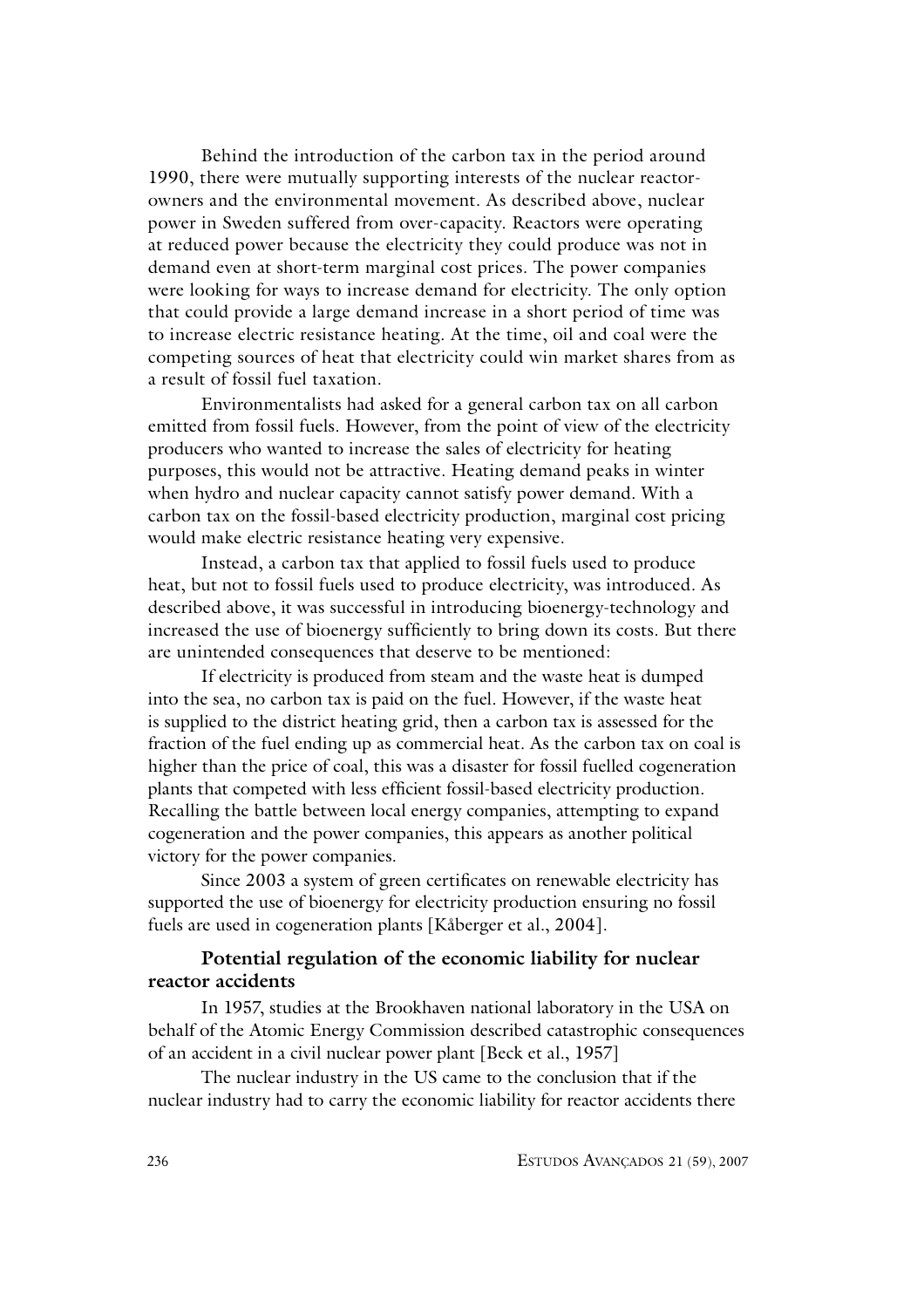Behind the introduction of the carbon tax in the period around 1990, there were mutually supporting interests of the nuclear reactor-owners and the environmental movement. As described above, nuclear power in Sweden suffered from over-capacity. Reactors were operating at reduced power because the electricity they could produce was not in demand even at short-term marginal cost prices. The power companies were looking for ways to increase demand for electricity. The only option that could provide a large demand increase in a short period of time was to increase electric resistance heating. At the time, oil and coal were the competing sources of heat that electricity could win market shares from as a result of fossil fuel taxation.

Environmentalists had asked for a general carbon tax on all carbon emitted from fossil fuels. However, from the point of view of the electricity producers who wanted to increase the sales of electricity for heating purposes, this would not be attractive. Heating demand peaks in winter when hydro and nuclear capacity cannot satisfy power demand. With a carbon tax on the fossil-based electricity production, marginal cost pricing would make electric resistance heating very expensive.

Instead, a carbon tax that applied to fossil fuels used to produce heat, but not to fossil fuels used to produce electricity, was introduced. As described above, it was successful in introducing bioenergy-technology and increased the use of bioenergy sufficiently to bring down its costs. But there are unintended consequences that deserve to be mentioned:

If electricity is produced from steam and the waste heat is dumped into the sea, no carbon tax is paid on the fuel. However, if the waste heat is supplied to the district heating grid, then a carbon tax is assessed for the fraction of the fuel ending up as commercial heat. As the carbon tax on coal is higher than the price of coal, this was a disaster for fossil fuelled cogeneration plants that competed with less efficient fossil-based electricity production. Recalling the battle between local energy companies, attempting to expand cogeneration and the power companies, this appears as another political victory for the power companies.

Since 2003 a system of green certificates on renewable electricity has supported the use of bioenergy for electricity production ensuring no fossil fuels are used in cogeneration plants [Kåberger et al., 2004].

## Potential regulation of the economic liability for nuclear reactor accidents

In 1957, studies at the Brookhaven national laboratory in the USA on behalf of the Atomic Energy Commission described catastrophic consequences of an accident in a civil nuclear power plant [Beck et al., 1957]

The nuclear industry in the US came to the conclusion that if the nuclear industry had to carry the economic liability for reactor accidents there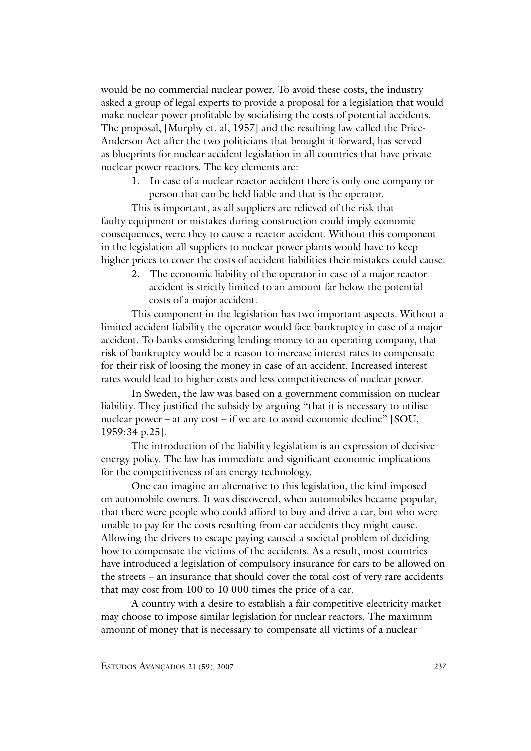would be no commercial nuclear power. To avoid these costs, the industry asked a group of legal experts to provide a proposal for a legislation that would make nuclear power profitable by socialising the costs of potential accidents. The proposal, [Murphy et. al, 1957] and the resulting law called the Price-Anderson Act after the two politicians that brought it forward, has served as blueprints for nuclear accident legislation in all countries that have private nuclear power reactors. The key elements are:

1. In case of a nuclear reactor accident there is only one company or person that can be held liable and that is the operator.

This is important, as all suppliers are relieved of the risk that faulty equipment or mistakes during construction could imply economic consequences, were they to cause a reactor accident. Without this component in the legislation all suppliers to nuclear power plants would have to keep higher prices to cover the costs of accident liabilities their mistakes could cause.

2. The economic liability of the operator in case of a major reactor accident is strictly limited to an amount far below the potential costs of a major accident.

This component in the legislation has two important aspects. Without a limited accident liability the operator would face bankruptcy in case of a major accident. To banks considering lending money to an operating company, that risk of bankruptcy would be a reason to increase interest rates to compensate for their risk of loosing the money in case of an accident. Increased interest rates would lead to higher costs and less competitiveness of nuclear power.

In Sweden, the law was based on a government commission on nuclear liability. They justified the subsidy by arguing "that it is necessary to utilise nuclear power – at any cost – if we are to avoid economic decline" [SOU, 1959:34 p.25].

The introduction of the liability legislation is an expression of decisive energy policy. The law has immediate and significant economic implications for the competitiveness of an energy technology.

One can imagine an alternative to this legislation, the kind imposed on automobile owners. It was discovered, when automobiles became popular, that there were people who could afford to buy and drive a car, but who were unable to pay for the costs resulting from car accidents they might cause. Allowing the drivers to escape paying caused a societal problem of deciding how to compensate the victims of the accidents. As a result, most countries have introduced a legislation of compulsory insurance for cars to be allowed on the streets – an insurance that should cover the total cost of very rare accidents that may cost from 100 to 10 000 times the price of a car.

A country with a desire to establish a fair competitive electricity market may choose to impose similar legislation for nuclear reactors. The maximum amount of money that is necessary to compensate all victims of a nuclear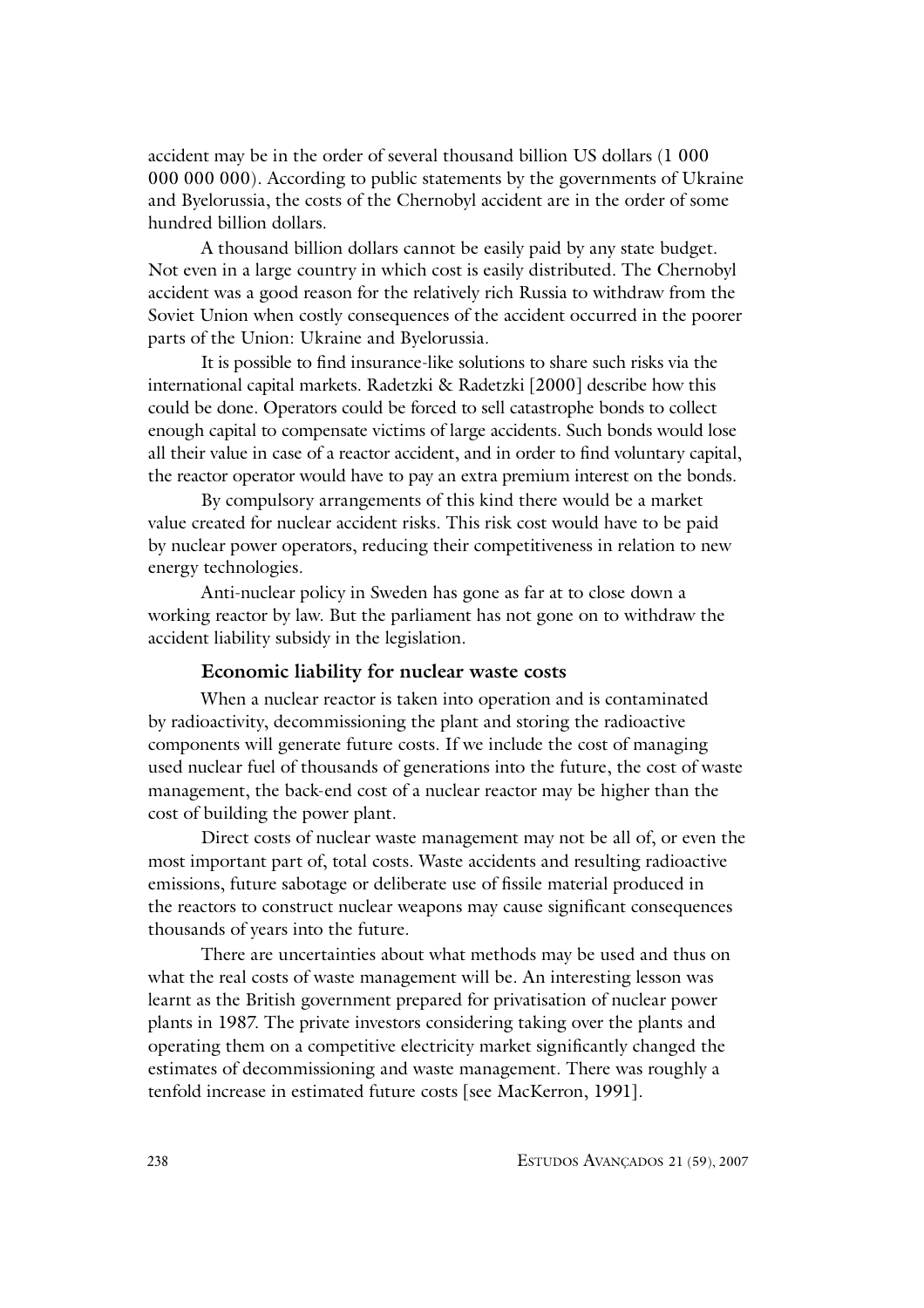accident may be in the order of several thousand billion US dollars (1 000 000 000 000). According to public statements by the governments of Ukraine and Byelorussia, the costs of the Chernobyl accident are in the order of some hundred billion dollars.

A thousand billion dollars cannot be easily paid by any state budget. Not even in a large country in which cost is easily distributed. The Chernobyl accident was a good reason for the relatively rich Russia to withdraw from the Soviet Union when costly consequences of the accident occurred in the poorer parts of the Union: Ukraine and Byelorussia.

It is possible to find insurance-like solutions to share such risks via the international capital markets. Radetzki & Radetzki [2000] describe how this could be done. Operators could be forced to sell catastrophe bonds to collect enough capital to compensate victims of large accidents. Such bonds would lose all their value in case of a reactor accident, and in order to find voluntary capital, the reactor operator would have to pay an extra premium interest on the bonds.

By compulsory arrangements of this kind there would be a market value created for nuclear accident risks. This risk cost would have to be paid by nuclear power operators, reducing their competitiveness in relation to new energy technologies.

Anti-nuclear policy in Sweden has gone as far at to close down a working reactor by law. But the parliament has not gone on to withdraw the accident liability subsidy in the legislation.

**Economic liability for nuclear waste costs**

When a nuclear reactor is taken into operation and is contaminated by radioactivity, decommissioning the plant and storing the radioactive components will generate future costs. If we include the cost of managing used nuclear fuel of thousands of generations into the future, the cost of waste management, the back-end cost of a nuclear reactor may be higher than the cost of building the power plant.

Direct costs of nuclear waste management may not be all of, or even the most important part of, total costs. Waste accidents and resulting radioactive emissions, future sabotage or deliberate use of fissile material produced in the reactors to construct nuclear weapons may cause significant consequences thousands of years into the future.

There are uncertainties about what methods may be used and thus on what the real costs of waste management will be. An interesting lesson was learnt as the British government prepared for privatisation of nuclear power plants in 1987. The private investors considering taking over the plants and operating them on a competitive electricity market significantly changed the estimates of decommissioning and waste management. There was roughly a tenfold increase in estimated future costs [see MacKerron, 1991].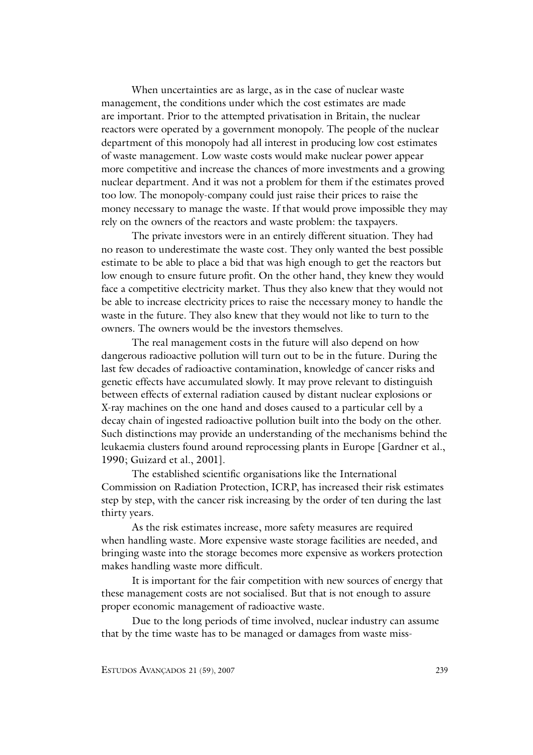When uncertainties are as large, as in the case of nuclear waste management, the conditions under which the cost estimates are made are important. Prior to the attempted privatisation in Britain, the nuclear reactors were operated by a government monopoly. The people of the nuclear department of this monopoly had all interest in producing low cost estimates of waste management. Low waste costs would make nuclear power appear more competitive and increase the chances of more investments and a growing nuclear department. And it was not a problem for them if the estimates proved too low. The monopoly-company could just raise their prices to raise the money necessary to manage the waste. If that would prove impossible they may rely on the owners of the reactors and waste problem: the taxpayers.

The private investors were in an entirely different situation. They had no reason to underestimate the waste cost. They only wanted the best possible estimate to be able to place a bid that was high enough to get the reactors but low enough to ensure future profit. On the other hand, they knew they would face a competitive electricity market. Thus they also knew that they would not be able to increase electricity prices to raise the necessary money to handle the waste in the future. They also knew that they would not like to turn to the owners. The owners would be the investors themselves.

The real management costs in the future will also depend on how dangerous radioactive pollution will turn out to be in the future. During the last few decades of radioactive contamination, knowledge of cancer risks and genetic effects have accumulated slowly. It may prove relevant to distinguish between effects of external radiation caused by distant nuclear explosions or X-ray machines on the one hand and doses caused to a particular cell by a decay chain of ingested radioactive pollution built into the body on the other. Such distinctions may provide an understanding of the mechanisms behind the leukaemia clusters found around reprocessing plants in Europe [Gardner et al., 1990; Guizard et al., 2001].

The established scientific organisations like the International Commission on Radiation Protection, ICRP, has increased their risk estimates step by step, with the cancer risk increasing by the order of ten during the last thirty years.

As the risk estimates increase, more safety measures are required when handling waste. More expensive waste storage facilities are needed, and bringing waste into the storage becomes more expensive as workers protection makes handling waste more difficult.

It is important for the fair competition with new sources of energy that these management costs are not socialised. But that is not enough to assure proper economic management of radioactive waste.

Due to the long periods of time involved, nuclear industry can assume that by the time waste has to be managed or damages from waste miss-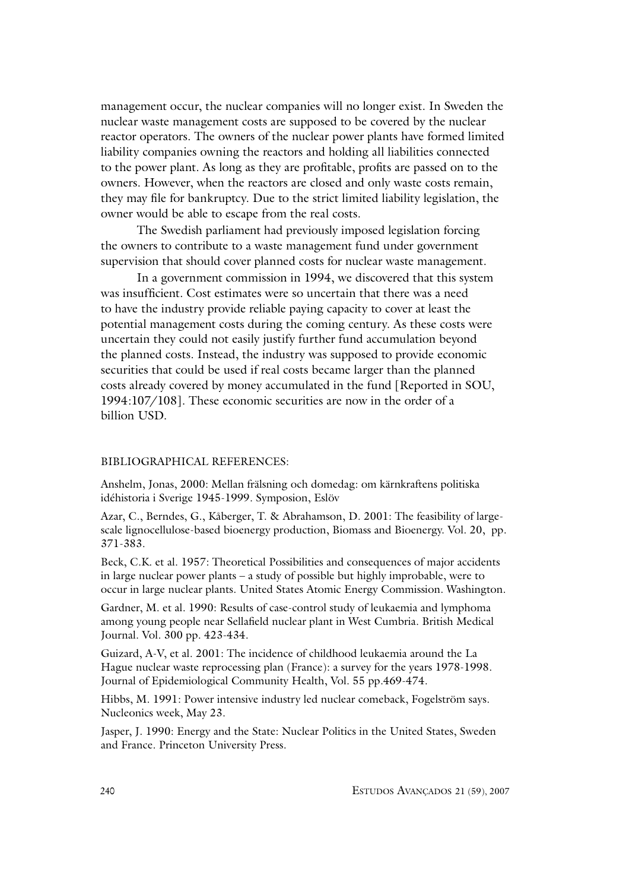management occur, the nuclear companies will no longer exist. In Sweden the nuclear waste management costs are supposed to be covered by the nuclear reactor operators. The owners of the nuclear power plants have formed limited liability companies owning the reactors and holding all liabilities connected to the power plant. As long as they are profitable, profits are passed on to the owners. However, when the reactors are closed and only waste costs remain, they may file for bankruptcy. Due to the strict limited liability legislation, the owner would be able to escape from the real costs.

The Swedish parliament had previously imposed legislation forcing the owners to contribute to a waste management fund under government supervision that should cover planned costs for nuclear waste management.

In a government commission in 1994, we discovered that this system was insufficient. Cost estimates were so uncertain that there was a need to have the industry provide reliable paying capacity to cover at least the potential management costs during the coming century. As these costs were uncertain they could not easily justify further fund accumulation beyond the planned costs. Instead, the industry was supposed to provide economic securities that could be used if real costs became larger than the planned costs already covered by money accumulated in the fund [Reported in SOU, 1994:107/108]. These economic securities are now in the order of a billion USD.

BIBLIOGRAPHICAL REFERENCES:

Anshelm, Jonas, 2000: Mellan frälsning och domedag: om kärnkraftens politiska idéhistoria i Sverige 1945-1999. Symposion, Eslöv

Azar, C., Berndes, G., Kåberger, T. & Abrahamson, D. 2001: The feasibility of large-scale lignocellulose-based bioenergy production, Biomass and Bioenergy. Vol. 20, pp. 371-383.

Beck, C.K. et al. 1957: Theoretical Possibilities and consequences of major accidents in large nuclear power plants – a study of possible but highly improbable, were to occur in large nuclear plants. United States Atomic Energy Commission. Washington.

Gardner, M. et al. 1990: Results of case-control study of leukaemia and lymphoma among young people near Sellafield nuclear plant in West Cumbria. British Medical Journal. Vol. 300 pp. 423-434.

Guizard, A-V, et al. 2001: The incidence of childhood leukaemia around the La Hague nuclear waste reprocessing plan (France): a survey for the years 1978-1998. Journal of Epidemiological Community Health, Vol. 55 pp.469-474.

Hibbs, M. 1991: Power intensive industry led nuclear comeback, Fogelström says. Nucleonics week, May 23.

Jasper, J. 1990: Energy and the State: Nuclear Politics in the United States, Sweden and France. Princeton University Press.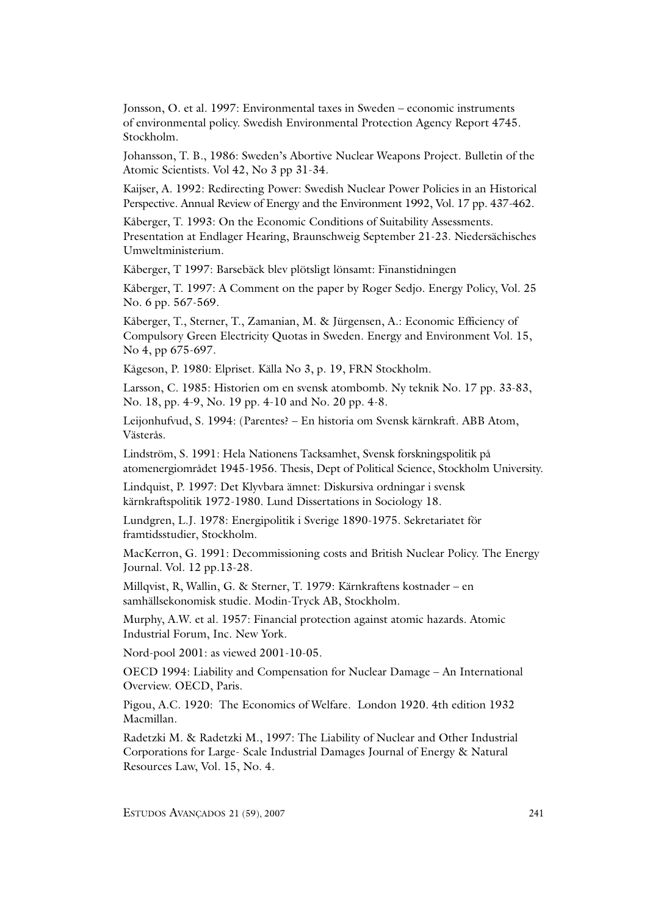Jonsson, O. et al. 1997: Environmental taxes in Sweden – economic instruments of environmental policy. Swedish Environmental Protection Agency Report 4745. Stockholm.

Johansson, T. B., 1986: Sweden's Abortive Nuclear Weapons Project. Bulletin of the Atomic Scientists. Vol 42, No 3 pp 31-34.

Kaijser, A. 1992: Redirecting Power: Swedish Nuclear Power Policies in an Historical Perspective. Annual Review of Energy and the Environment 1992, Vol. 17 pp. 437-462.

Kåberger, T. 1993: On the Economic Conditions of Suitability Assessments. Presentation at Endlager Hearing, Braunschweig September 21-23. Niedersächisches Umweltministerium.

Kåberger, T 1997: Barsebäck blev plötsligt lönsamt: Finanstidningen

Kåberger, T. 1997: A Comment on the paper by Roger Sedjo. Energy Policy, Vol. 25 No. 6 pp. 567-569.

Kåberger, T., Sterner, T., Zamanian, M. & Jürgensen, A.: Economic Efficiency of Compulsory Green Electricity Quotas in Sweden. Energy and Environment Vol. 15, No 4, pp 675-697.

Kågeson, P. 1980: Elpriset. Källa No 3, p. 19, FRN Stockholm.

Larsson, C. 1985: Historien om en svensk atombomb. Ny teknik No. 17 pp. 33-83, No. 18, pp. 4-9, No. 19 pp. 4-10 and No. 20 pp. 4-8.

Leijonhufvud, S. 1994: (Parentes? – En historia om Svensk kärnkraft. ABB Atom, Västerås.

Lindström, S. 1991: Hela Nationens Tacksamhet, Svensk forskningspolitik på atomenergiområdet 1945-1956. Thesis, Dept of Political Science, Stockholm University.

Lindquist, P. 1997: Det Klyvbara ämnet: Diskursiva ordningar i svensk kärnkraftspolitik 1972-1980. Lund Dissertations in Sociology 18.

Lundgren, L.J. 1978: Energipolitik i Sverige 1890-1975. Sekretariatet för framtidsstudier, Stockholm.

MacKerron, G. 1991: Decommissioning costs and British Nuclear Policy. The Energy Journal. Vol. 12 pp.13-28.

Millqvist, R, Wallin, G. & Sterner, T. 1979: Kärnkraftens kostnader – en samhällsekonomisk studie. Modin-Tryck AB, Stockholm.

Murphy, A.W. et al. 1957: Financial protection against atomic hazards. Atomic Industrial Forum, Inc. New York.

Nord-pool 2001: as viewed 2001-10-05.

OECD 1994: Liability and Compensation for Nuclear Damage – An International Overview. OECD, Paris.

Pigou, A.C. 1920: The Economics of Welfare. London 1920. 4th edition 1932 Macmillan.

Radetzki M. & Radetzki M., 1997: The Liability of Nuclear and Other Industrial Corporations for Large- Scale Industrial Damages Journal of Energy & Natural Resources Law, Vol. 15, No. 4.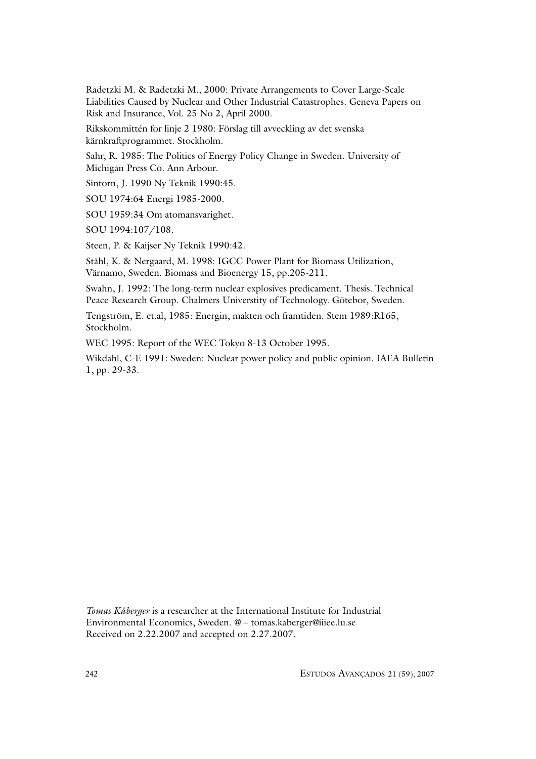Radetzki M. & Radetzki M., 2000: Private Arrangements to Cover Large-Scale Liabilities Caused by Nuclear and Other Industrial Catastrophes. Geneva Papers on Risk and Insurance, Vol. 25 No 2, April 2000.

Rikskommittén for linje 2 1980: Förslag till avveckling av det svenska kärnkraftprogrammet. Stockholm.

Sahr, R. 1985: The Politics of Energy Policy Change in Sweden. University of Michigan Press Co. Ann Arbour.

Sintorn, J. 1990 Ny Teknik 1990:45.

SOU 1974:64 Energi 1985-2000.

SOU 1959:34 Om atomansvarighet.

SOU 1994:107/108.

Steen, P. & Kaijser Ny Teknik 1990:42.

Ståhl, K. & Nergaard, M. 1998: IGCC Power Plant for Biomass Utilization, Värnamo, Sweden. Biomass and Bioenergy 15, pp.205-211.

Swahn, J. 1992: The long-term nuclear explosives predicament. Thesis. Technical Peace Research Group. Chalmers Universtity of Technology. Götebor, Sweden.

Tengström, E. et.al, 1985: Energin, makten och framtiden. Stem 1989:R165, Stockholm.

WEC 1995: Report of the WEC Tokyo 8-13 October 1995.

Wikdahl, C-E 1991: Sweden: Nuclear power policy and public opinion. IAEA Bulletin 1, pp. 29-33.

*Tomas Kåberger* is a researcher at the International Institute for Industrial Environmental Economics, Sweden. @ – tomas.kaberger@iiiee.lu.se
Received on 2.22.2007 and accepted on 2.27.2007.